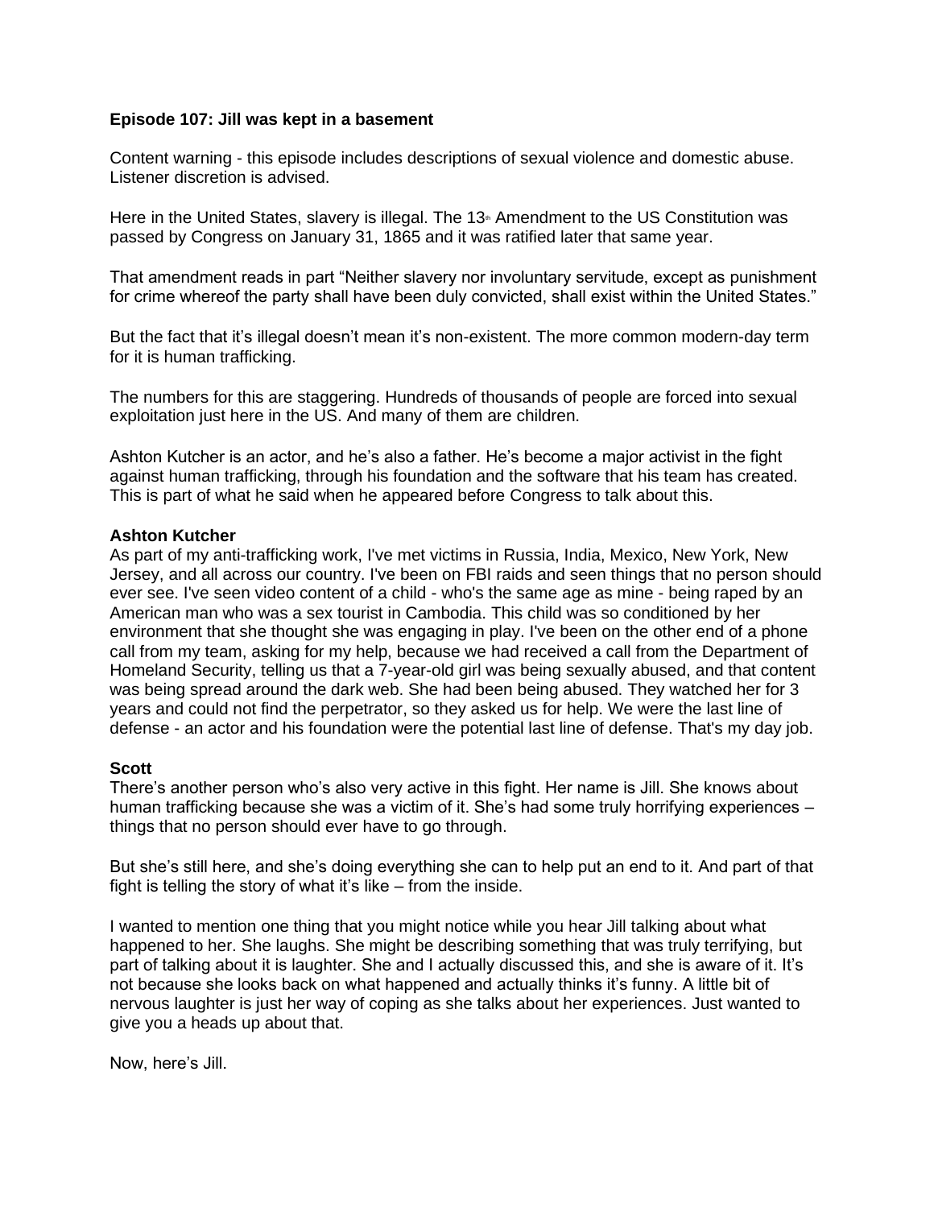**Episode 107: Jill was kept in a basement**

Content warning - this episode includes descriptions of sexual violence and domestic abuse. Listener discretion is advised.

Here in the United States, slavery is illegal. The 13th Amendment to the US Constitution was passed by Congress on January 31, 1865 and it was ratified later that same year.

That amendment reads in part "Neither slavery nor involuntary servitude, except as punishment for crime whereof the party shall have been duly convicted, shall exist within the United States."

But the fact that it's illegal doesn't mean it's non-existent. The more common modern-day term for it is human trafficking.

The numbers for this are staggering. Hundreds of thousands of people are forced into sexual exploitation just here in the US. And many of them are children.

Ashton Kutcher is an actor, and he's also a father. He's become a major activist in the fight against human trafficking, through his foundation and the software that his team has created. This is part of what he said when he appeared before Congress to talk about this.

**Ashton Kutcher**
As part of my anti-trafficking work, I've met victims in Russia, India, Mexico, New York, New Jersey, and all across our country. I've been on FBI raids and seen things that no person should ever see. I've seen video content of a child - who's the same age as mine - being raped by an American man who was a sex tourist in Cambodia. This child was so conditioned by her environment that she thought she was engaging in play. I've been on the other end of a phone call from my team, asking for my help, because we had received a call from the Department of Homeland Security, telling us that a 7-year-old girl was being sexually abused, and that content was being spread around the dark web. She had been being abused. They watched her for 3 years and could not find the perpetrator, so they asked us for help. We were the last line of defense - an actor and his foundation were the potential last line of defense. That's my day job.

**Scott**
There's another person who's also very active in this fight. Her name is Jill. She knows about human trafficking because she was a victim of it. She's had some truly horrifying experiences – things that no person should ever have to go through.

But she's still here, and she's doing everything she can to help put an end to it. And part of that fight is telling the story of what it's like – from the inside.

I wanted to mention one thing that you might notice while you hear Jill talking about what happened to her. She laughs. She might be describing something that was truly terrifying, but part of talking about it is laughter. She and I actually discussed this, and she is aware of it. It's not because she looks back on what happened and actually thinks it's funny. A little bit of nervous laughter is just her way of coping as she talks about her experiences. Just wanted to give you a heads up about that.

Now, here's Jill.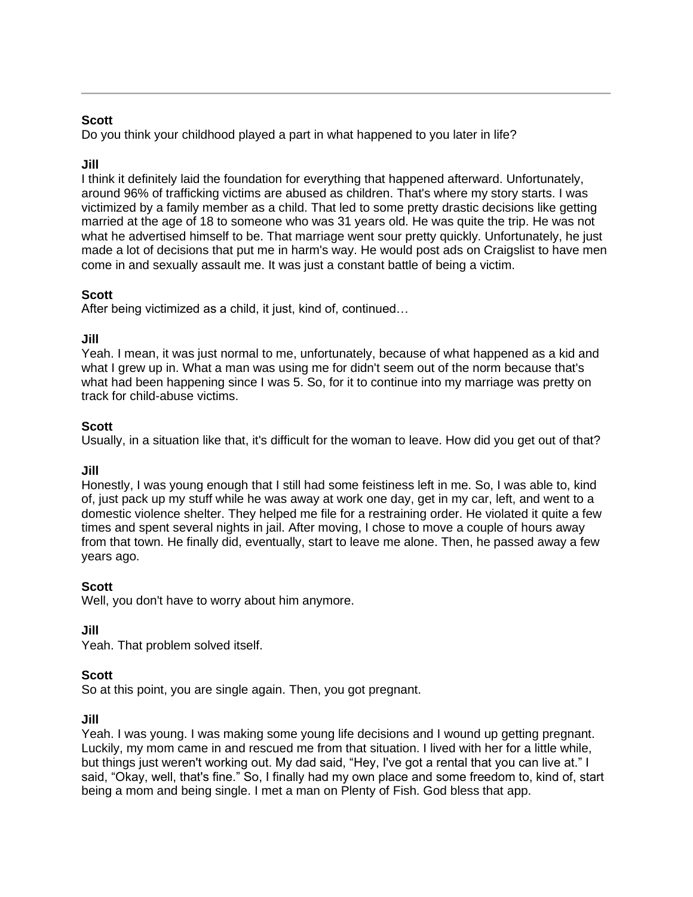**Scott**
Do you think your childhood played a part in what happened to you later in life?

**Jill**
I think it definitely laid the foundation for everything that happened afterward. Unfortunately, around 96% of trafficking victims are abused as children. That's where my story starts. I was victimized by a family member as a child. That led to some pretty drastic decisions like getting married at the age of 18 to someone who was 31 years old. He was quite the trip. He was not what he advertised himself to be. That marriage went sour pretty quickly. Unfortunately, he just made a lot of decisions that put me in harm's way. He would post ads on Craigslist to have men come in and sexually assault me. It was just a constant battle of being a victim.

**Scott**
After being victimized as a child, it just, kind of, continued…

**Jill**
Yeah. I mean, it was just normal to me, unfortunately, because of what happened as a kid and what I grew up in. What a man was using me for didn't seem out of the norm because that's what had been happening since I was 5. So, for it to continue into my marriage was pretty on track for child-abuse victims.

**Scott**
Usually, in a situation like that, it's difficult for the woman to leave. How did you get out of that?

**Jill**
Honestly, I was young enough that I still had some feistiness left in me. So, I was able to, kind of, just pack up my stuff while he was away at work one day, get in my car, left, and went to a domestic violence shelter. They helped me file for a restraining order. He violated it quite a few times and spent several nights in jail. After moving, I chose to move a couple of hours away from that town. He finally did, eventually, start to leave me alone. Then, he passed away a few years ago.

**Scott**
Well, you don't have to worry about him anymore.

**Jill**
Yeah. That problem solved itself.

**Scott**
So at this point, you are single again. Then, you got pregnant.

**Jill**
Yeah. I was young. I was making some young life decisions and I wound up getting pregnant. Luckily, my mom came in and rescued me from that situation. I lived with her for a little while, but things just weren't working out. My dad said, "Hey, I've got a rental that you can live at." I said, "Okay, well, that's fine." So, I finally had my own place and some freedom to, kind of, start being a mom and being single. I met a man on Plenty of Fish. God bless that app.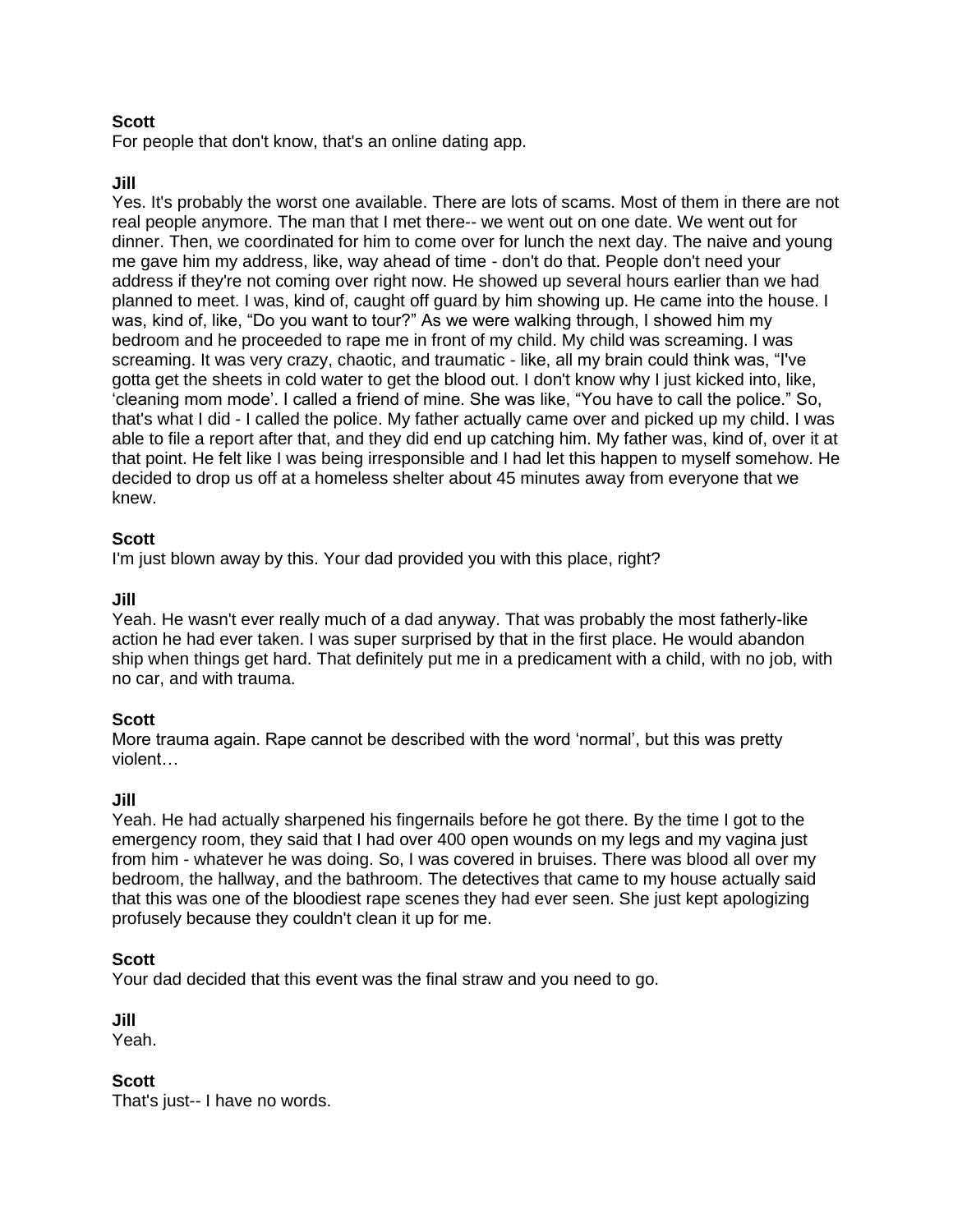**Scott**
For people that don't know, that's an online dating app.

**Jill**
Yes. It's probably the worst one available. There are lots of scams. Most of them in there are not real people anymore. The man that I met there-- we went out on one date. We went out for dinner. Then, we coordinated for him to come over for lunch the next day. The naive and young me gave him my address, like, way ahead of time - don't do that. People don't need your address if they're not coming over right now. He showed up several hours earlier than we had planned to meet. I was, kind of, caught off guard by him showing up. He came into the house. I was, kind of, like, "Do you want to tour?" As we were walking through, I showed him my bedroom and he proceeded to rape me in front of my child. My child was screaming. I was screaming. It was very crazy, chaotic, and traumatic - like, all my brain could think was, "I've gotta get the sheets in cold water to get the blood out. I don't know why I just kicked into, like, 'cleaning mom mode'. I called a friend of mine. She was like, "You have to call the police." So, that's what I did - I called the police. My father actually came over and picked up my child. I was able to file a report after that, and they did end up catching him. My father was, kind of, over it at that point. He felt like I was being irresponsible and I had let this happen to myself somehow. He decided to drop us off at a homeless shelter about 45 minutes away from everyone that we knew.

**Scott**
I'm just blown away by this. Your dad provided you with this place, right?

**Jill**
Yeah. He wasn't ever really much of a dad anyway. That was probably the most fatherly-like action he had ever taken. I was super surprised by that in the first place. He would abandon ship when things get hard. That definitely put me in a predicament with a child, with no job, with no car, and with trauma.

**Scott**
More trauma again. Rape cannot be described with the word 'normal', but this was pretty violent…

**Jill**
Yeah. He had actually sharpened his fingernails before he got there. By the time I got to the emergency room, they said that I had over 400 open wounds on my legs and my vagina just from him - whatever he was doing. So, I was covered in bruises. There was blood all over my bedroom, the hallway, and the bathroom. The detectives that came to my house actually said that this was one of the bloodiest rape scenes they had ever seen. She just kept apologizing profusely because they couldn't clean it up for me.

**Scott**
Your dad decided that this event was the final straw and you need to go.

**Jill**
Yeah.

**Scott**
That's just-- I have no words.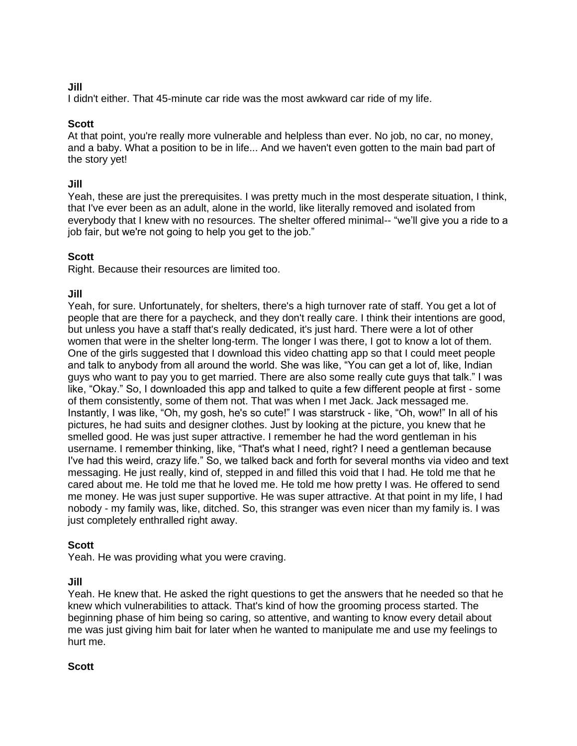**Jill**
I didn't either. That 45-minute car ride was the most awkward car ride of my life.

**Scott**
At that point, you're really more vulnerable and helpless than ever. No job, no car, no money, and a baby. What a position to be in life... And we haven't even gotten to the main bad part of the story yet!

**Jill**
Yeah, these are just the prerequisites. I was pretty much in the most desperate situation, I think, that I've ever been as an adult, alone in the world, like literally removed and isolated from everybody that I knew with no resources. The shelter offered minimal-- "we'll give you a ride to a job fair, but we're not going to help you get to the job."

**Scott**
Right. Because their resources are limited too.

**Jill**
Yeah, for sure. Unfortunately, for shelters, there's a high turnover rate of staff. You get a lot of people that are there for a paycheck, and they don't really care. I think their intentions are good, but unless you have a staff that's really dedicated, it's just hard. There were a lot of other women that were in the shelter long-term. The longer I was there, I got to know a lot of them. One of the girls suggested that I download this video chatting app so that I could meet people and talk to anybody from all around the world. She was like, "You can get a lot of, like, Indian guys who want to pay you to get married. There are also some really cute guys that talk." I was like, "Okay." So, I downloaded this app and talked to quite a few different people at first - some of them consistently, some of them not. That was when I met Jack. Jack messaged me. Instantly, I was like, "Oh, my gosh, he's so cute!" I was starstruck - like, "Oh, wow!" In all of his pictures, he had suits and designer clothes. Just by looking at the picture, you knew that he smelled good. He was just super attractive. I remember he had the word gentleman in his username. I remember thinking, like, "That's what I need, right? I need a gentleman because I've had this weird, crazy life." So, we talked back and forth for several months via video and text messaging. He just really, kind of, stepped in and filled this void that I had. He told me that he cared about me. He told me that he loved me. He told me how pretty I was. He offered to send me money. He was just super supportive. He was super attractive. At that point in my life, I had nobody - my family was, like, ditched. So, this stranger was even nicer than my family is. I was just completely enthralled right away.

**Scott**
Yeah. He was providing what you were craving.

**Jill**
Yeah. He knew that. He asked the right questions to get the answers that he needed so that he knew which vulnerabilities to attack. That's kind of how the grooming process started. The beginning phase of him being so caring, so attentive, and wanting to know every detail about me was just giving him bait for later when he wanted to manipulate me and use my feelings to hurt me.

**Scott**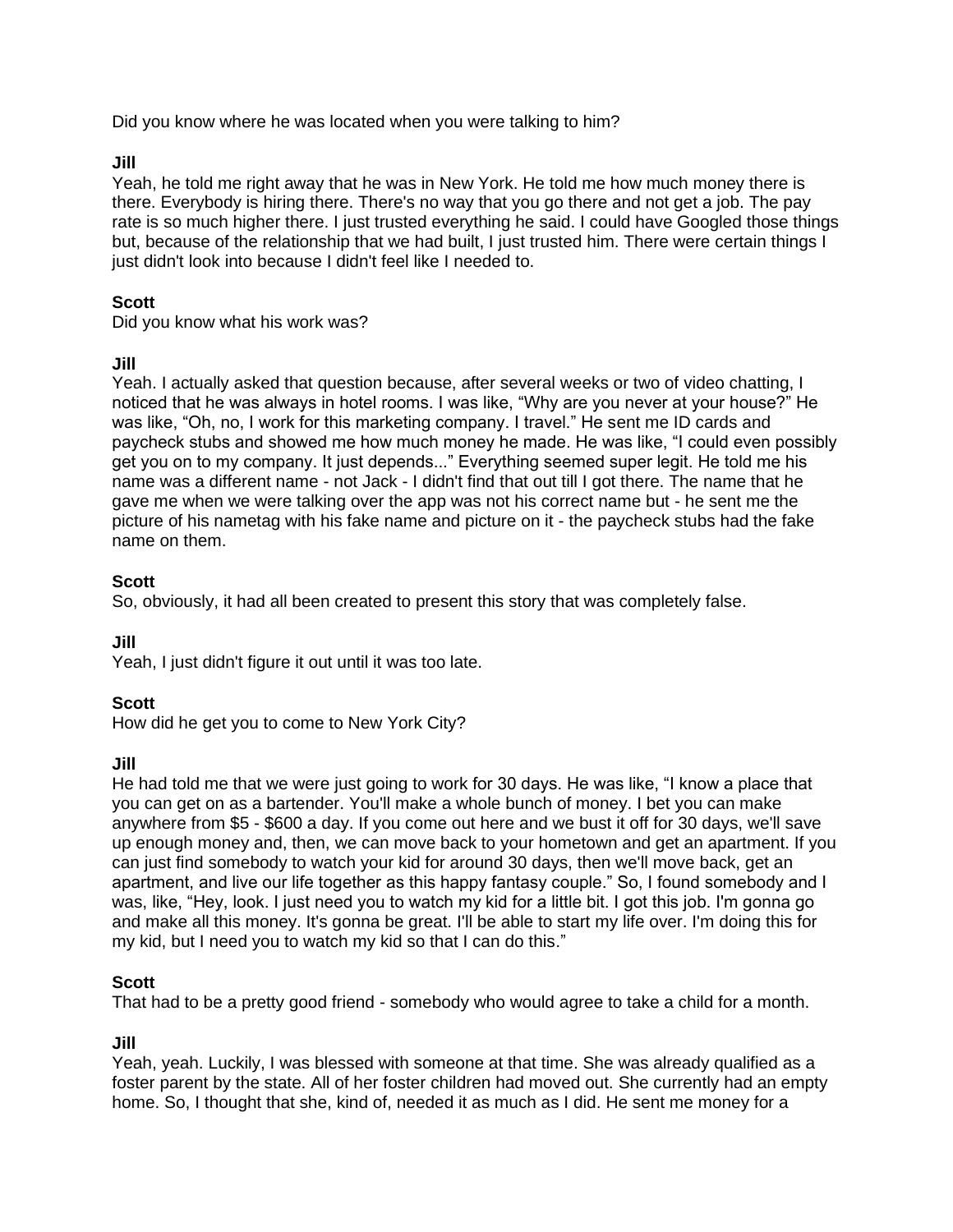Did you know where he was located when you were talking to him?

**Jill**
Yeah, he told me right away that he was in New York. He told me how much money there is there. Everybody is hiring there. There's no way that you go there and not get a job. The pay rate is so much higher there. I just trusted everything he said. I could have Googled those things but, because of the relationship that we had built, I just trusted him. There were certain things I just didn't look into because I didn't feel like I needed to.

**Scott**
Did you know what his work was?

**Jill**
Yeah. I actually asked that question because, after several weeks or two of video chatting, I noticed that he was always in hotel rooms. I was like, "Why are you never at your house?" He was like, "Oh, no, I work for this marketing company. I travel." He sent me ID cards and paycheck stubs and showed me how much money he made. He was like, "I could even possibly get you on to my company. It just depends..." Everything seemed super legit. He told me his name was a different name - not Jack - I didn't find that out till I got there. The name that he gave me when we were talking over the app was not his correct name but - he sent me the picture of his nametag with his fake name and picture on it - the paycheck stubs had the fake name on them.

**Scott**
So, obviously, it had all been created to present this story that was completely false.

**Jill**
Yeah, I just didn't figure it out until it was too late.

**Scott**
How did he get you to come to New York City?

**Jill**
He had told me that we were just going to work for 30 days. He was like, "I know a place that you can get on as a bartender. You'll make a whole bunch of money. I bet you can make anywhere from $5 - $600 a day. If you come out here and we bust it off for 30 days, we'll save up enough money and, then, we can move back to your hometown and get an apartment. If you can just find somebody to watch your kid for around 30 days, then we'll move back, get an apartment, and live our life together as this happy fantasy couple." So, I found somebody and I was, like, "Hey, look. I just need you to watch my kid for a little bit. I got this job. I'm gonna go and make all this money. It's gonna be great. I'll be able to start my life over. I'm doing this for my kid, but I need you to watch my kid so that I can do this."

**Scott**
That had to be a pretty good friend - somebody who would agree to take a child for a month.

**Jill**
Yeah, yeah. Luckily, I was blessed with someone at that time. She was already qualified as a foster parent by the state. All of her foster children had moved out. She currently had an empty home. So, I thought that she, kind of, needed it as much as I did. He sent me money for a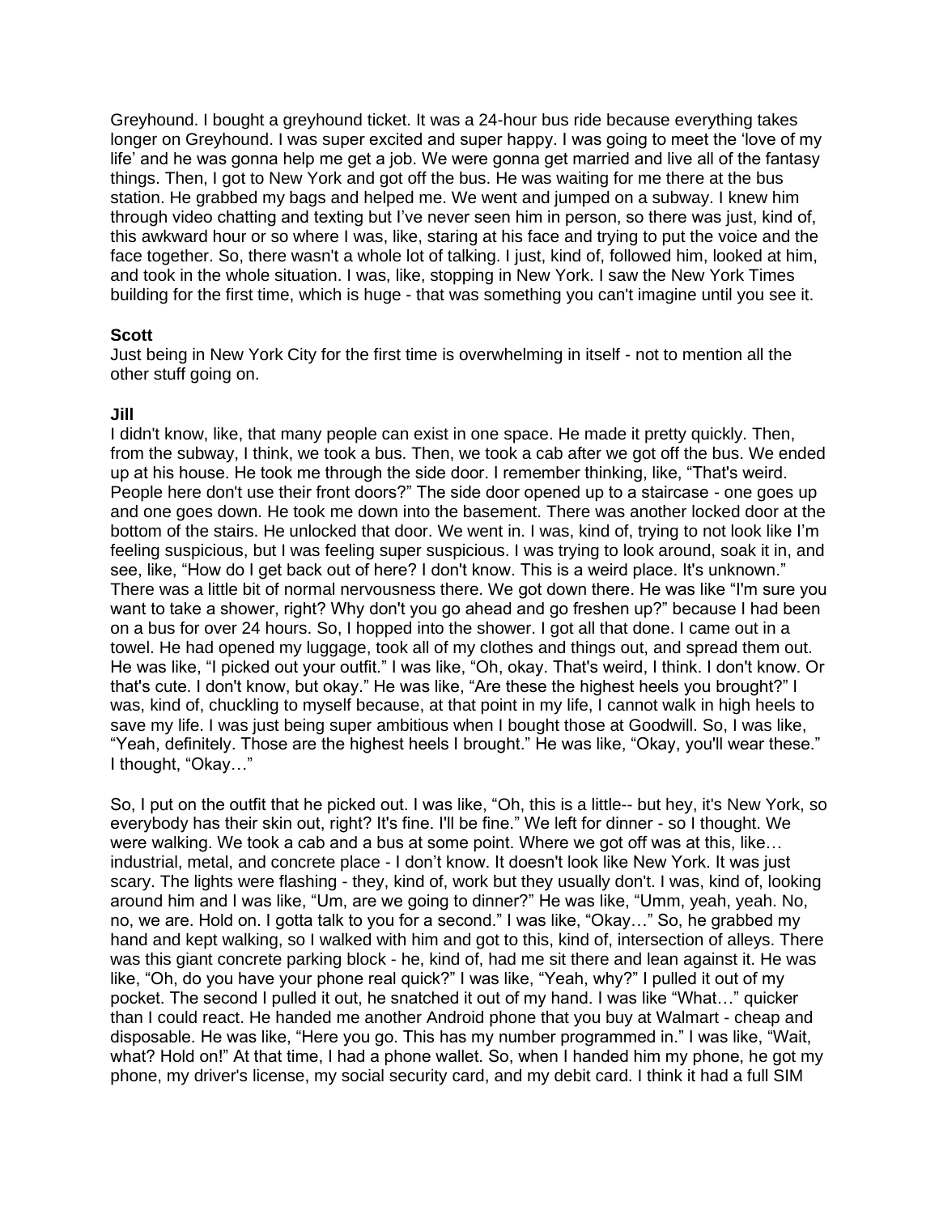Greyhound. I bought a greyhound ticket. It was a 24-hour bus ride because everything takes longer on Greyhound. I was super excited and super happy. I was going to meet the 'love of my life' and he was gonna help me get a job. We were gonna get married and live all of the fantasy things. Then, I got to New York and got off the bus. He was waiting for me there at the bus station. He grabbed my bags and helped me. We went and jumped on a subway. I knew him through video chatting and texting but I've never seen him in person, so there was just, kind of, this awkward hour or so where I was, like, staring at his face and trying to put the voice and the face together. So, there wasn't a whole lot of talking. I just, kind of, followed him, looked at him, and took in the whole situation. I was, like, stopping in New York. I saw the New York Times building for the first time, which is huge - that was something you can't imagine until you see it.

**Scott**

Just being in New York City for the first time is overwhelming in itself - not to mention all the other stuff going on.

**Jill**

I didn't know, like, that many people can exist in one space. He made it pretty quickly. Then, from the subway, I think, we took a bus. Then, we took a cab after we got off the bus. We ended up at his house. He took me through the side door. I remember thinking, like, "That's weird. People here don't use their front doors?" The side door opened up to a staircase - one goes up and one goes down. He took me down into the basement. There was another locked door at the bottom of the stairs. He unlocked that door. We went in. I was, kind of, trying to not look like I'm feeling suspicious, but I was feeling super suspicious. I was trying to look around, soak it in, and see, like, "How do I get back out of here? I don't know. This is a weird place. It's unknown." There was a little bit of normal nervousness there. We got down there. He was like "I'm sure you want to take a shower, right? Why don't you go ahead and go freshen up?" because I had been on a bus for over 24 hours. So, I hopped into the shower. I got all that done. I came out in a towel. He had opened my luggage, took all of my clothes and things out, and spread them out. He was like, "I picked out your outfit." I was like, "Oh, okay. That's weird, I think. I don't know. Or that's cute. I don't know, but okay." He was like, "Are these the highest heels you brought?" I was, kind of, chuckling to myself because, at that point in my life, I cannot walk in high heels to save my life. I was just being super ambitious when I bought those at Goodwill. So, I was like, "Yeah, definitely. Those are the highest heels I brought." He was like, "Okay, you'll wear these." I thought, "Okay…"

So, I put on the outfit that he picked out. I was like, "Oh, this is a little-- but hey, it's New York, so everybody has their skin out, right? It's fine. I'll be fine." We left for dinner - so I thought. We were walking. We took a cab and a bus at some point. Where we got off was at this, like… industrial, metal, and concrete place - I don't know. It doesn't look like New York. It was just scary. The lights were flashing - they, kind of, work but they usually don't. I was, kind of, looking around him and I was like, "Um, are we going to dinner?" He was like, "Umm, yeah, yeah. No, no, we are. Hold on. I gotta talk to you for a second." I was like, "Okay…" So, he grabbed my hand and kept walking, so I walked with him and got to this, kind of, intersection of alleys. There was this giant concrete parking block - he, kind of, had me sit there and lean against it. He was like, "Oh, do you have your phone real quick?" I was like, "Yeah, why?" I pulled it out of my pocket. The second I pulled it out, he snatched it out of my hand. I was like "What…" quicker than I could react. He handed me another Android phone that you buy at Walmart - cheap and disposable. He was like, "Here you go. This has my number programmed in." I was like, "Wait, what? Hold on!" At that time, I had a phone wallet. So, when I handed him my phone, he got my phone, my driver's license, my social security card, and my debit card. I think it had a full SIM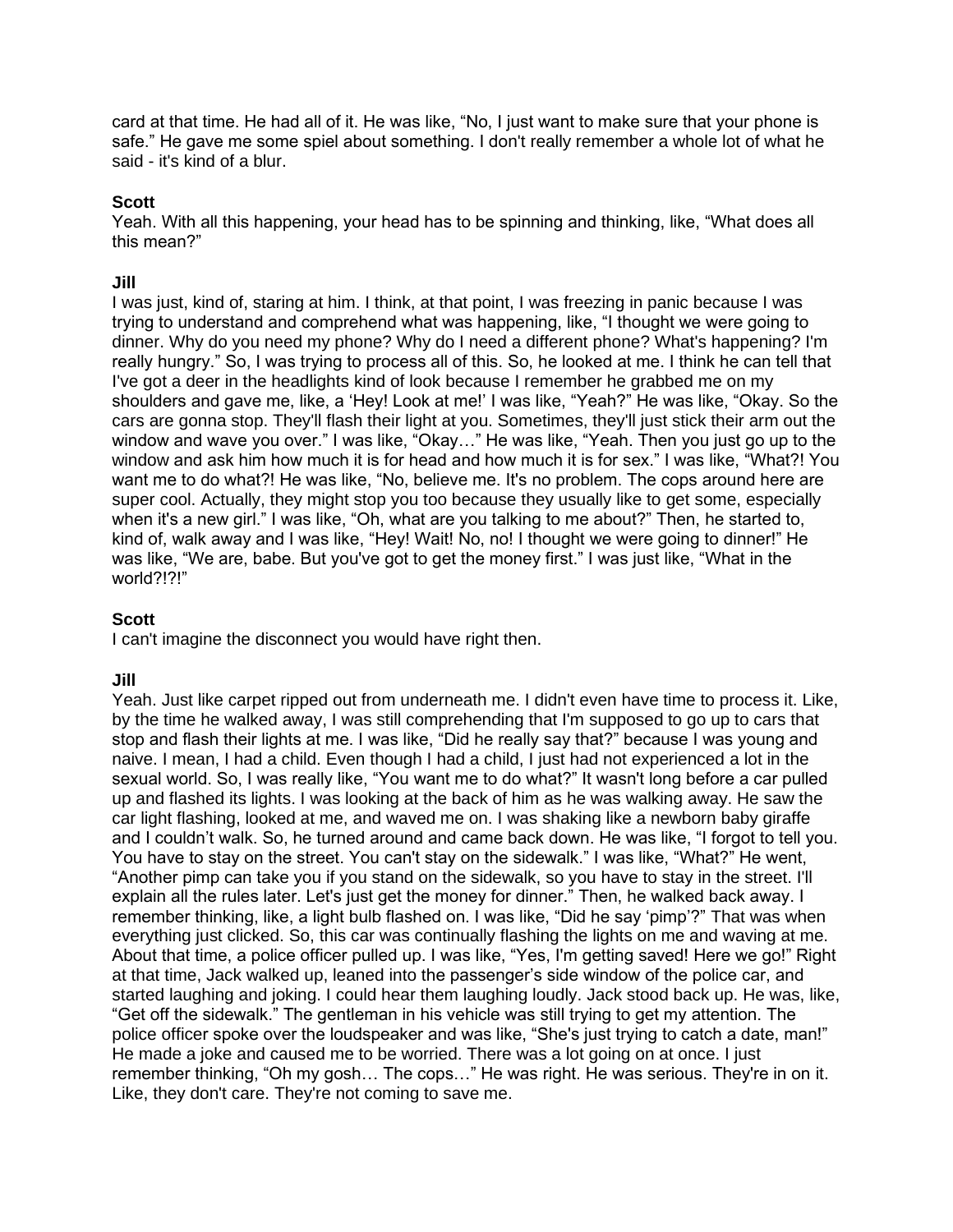card at that time. He had all of it. He was like, "No, I just want to make sure that your phone is safe." He gave me some spiel about something. I don't really remember a whole lot of what he said - it's kind of a blur.

**Scott**
Yeah. With all this happening, your head has to be spinning and thinking, like, "What does all this mean?"

**Jill**
I was just, kind of, staring at him. I think, at that point, I was freezing in panic because I was trying to understand and comprehend what was happening, like, "I thought we were going to dinner. Why do you need my phone? Why do I need a different phone? What's happening? I'm really hungry." So, I was trying to process all of this. So, he looked at me. I think he can tell that I've got a deer in the headlights kind of look because I remember he grabbed me on my shoulders and gave me, like, a 'Hey! Look at me!' I was like, "Yeah?" He was like, "Okay. So the cars are gonna stop. They'll flash their light at you. Sometimes, they'll just stick their arm out the window and wave you over." I was like, "Okay…" He was like, "Yeah. Then you just go up to the window and ask him how much it is for head and how much it is for sex." I was like, "What?! You want me to do what?! He was like, "No, believe me. It's no problem. The cops around here are super cool. Actually, they might stop you too because they usually like to get some, especially when it's a new girl." I was like, "Oh, what are you talking to me about?" Then, he started to, kind of, walk away and I was like, "Hey! Wait! No, no! I thought we were going to dinner!" He was like, "We are, babe. But you've got to get the money first." I was just like, "What in the world?!?!"

**Scott**
I can't imagine the disconnect you would have right then.

**Jill**
Yeah. Just like carpet ripped out from underneath me. I didn't even have time to process it. Like, by the time he walked away, I was still comprehending that I'm supposed to go up to cars that stop and flash their lights at me. I was like, "Did he really say that?" because I was young and naive. I mean, I had a child. Even though I had a child, I just had not experienced a lot in the sexual world. So, I was really like, "You want me to do what?" It wasn't long before a car pulled up and flashed its lights. I was looking at the back of him as he was walking away. He saw the car light flashing, looked at me, and waved me on. I was shaking like a newborn baby giraffe and I couldn't walk. So, he turned around and came back down. He was like, "I forgot to tell you. You have to stay on the street. You can't stay on the sidewalk." I was like, "What?" He went, "Another pimp can take you if you stand on the sidewalk, so you have to stay in the street. I'll explain all the rules later. Let's just get the money for dinner." Then, he walked back away. I remember thinking, like, a light bulb flashed on. I was like, "Did he say 'pimp'?" That was when everything just clicked. So, this car was continually flashing the lights on me and waving at me. About that time, a police officer pulled up. I was like, "Yes, I'm getting saved! Here we go!" Right at that time, Jack walked up, leaned into the passenger's side window of the police car, and started laughing and joking. I could hear them laughing loudly. Jack stood back up. He was, like, "Get off the sidewalk." The gentleman in his vehicle was still trying to get my attention. The police officer spoke over the loudspeaker and was like, "She's just trying to catch a date, man!" He made a joke and caused me to be worried. There was a lot going on at once. I just remember thinking, "Oh my gosh… The cops…" He was right. He was serious. They're in on it. Like, they don't care. They're not coming to save me.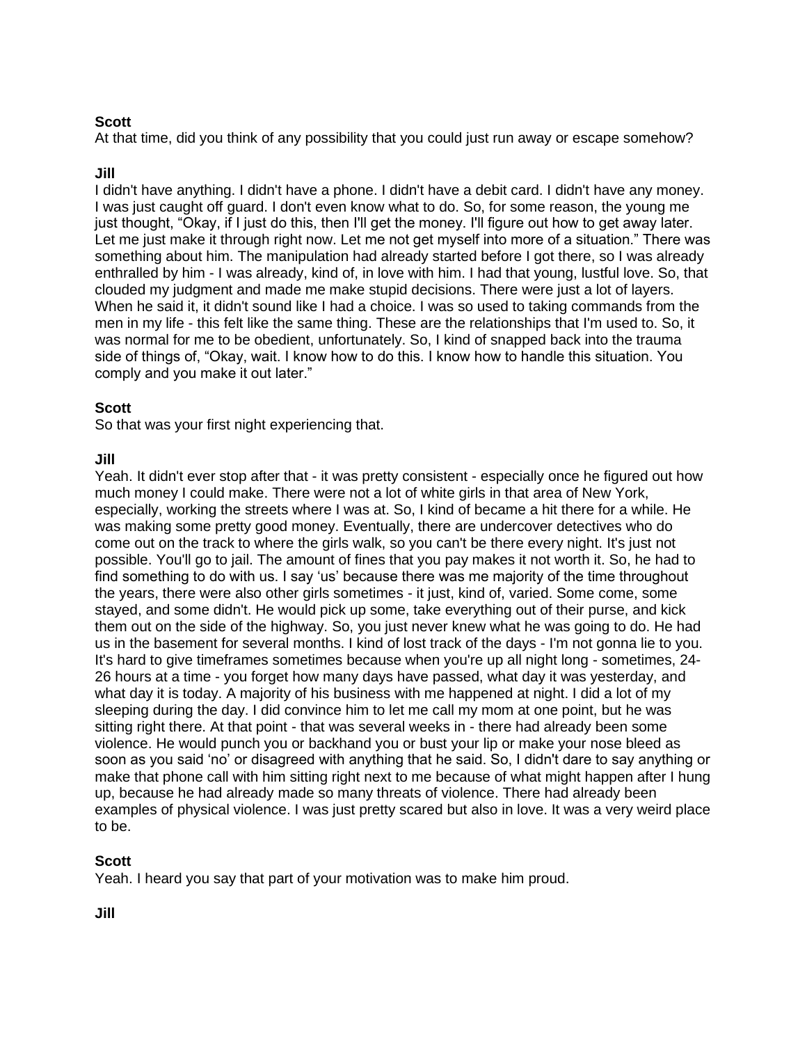**Scott**
At that time, did you think of any possibility that you could just run away or escape somehow?

**Jill**
I didn't have anything. I didn't have a phone. I didn't have a debit card. I didn't have any money. I was just caught off guard. I don't even know what to do. So, for some reason, the young me just thought, "Okay, if I just do this, then I'll get the money. I'll figure out how to get away later. Let me just make it through right now. Let me not get myself into more of a situation." There was something about him. The manipulation had already started before I got there, so I was already enthralled by him - I was already, kind of, in love with him. I had that young, lustful love. So, that clouded my judgment and made me make stupid decisions. There were just a lot of layers. When he said it, it didn't sound like I had a choice. I was so used to taking commands from the men in my life - this felt like the same thing. These are the relationships that I'm used to. So, it was normal for me to be obedient, unfortunately. So, I kind of snapped back into the trauma side of things of, "Okay, wait. I know how to do this. I know how to handle this situation. You comply and you make it out later."

**Scott**
So that was your first night experiencing that.

**Jill**
Yeah. It didn't ever stop after that - it was pretty consistent - especially once he figured out how much money I could make. There were not a lot of white girls in that area of New York, especially, working the streets where I was at. So, I kind of became a hit there for a while. He was making some pretty good money. Eventually, there are undercover detectives who do come out on the track to where the girls walk, so you can't be there every night. It's just not possible. You'll go to jail. The amount of fines that you pay makes it not worth it. So, he had to find something to do with us. I say 'us' because there was me majority of the time throughout the years, there were also other girls sometimes - it just, kind of, varied. Some come, some stayed, and some didn't. He would pick up some, take everything out of their purse, and kick them out on the side of the highway. So, you just never knew what he was going to do. He had us in the basement for several months. I kind of lost track of the days - I'm not gonna lie to you. It's hard to give timeframes sometimes because when you're up all night long - sometimes, 24-26 hours at a time - you forget how many days have passed, what day it was yesterday, and what day it is today. A majority of his business with me happened at night. I did a lot of my sleeping during the day. I did convince him to let me call my mom at one point, but he was sitting right there. At that point - that was several weeks in - there had already been some violence. He would punch you or backhand you or bust your lip or make your nose bleed as soon as you said 'no' or disagreed with anything that he said. So, I didn't dare to say anything or make that phone call with him sitting right next to me because of what might happen after I hung up, because he had already made so many threats of violence. There had already been examples of physical violence. I was just pretty scared but also in love. It was a very weird place to be.

**Scott**
Yeah. I heard you say that part of your motivation was to make him proud.

**Jill**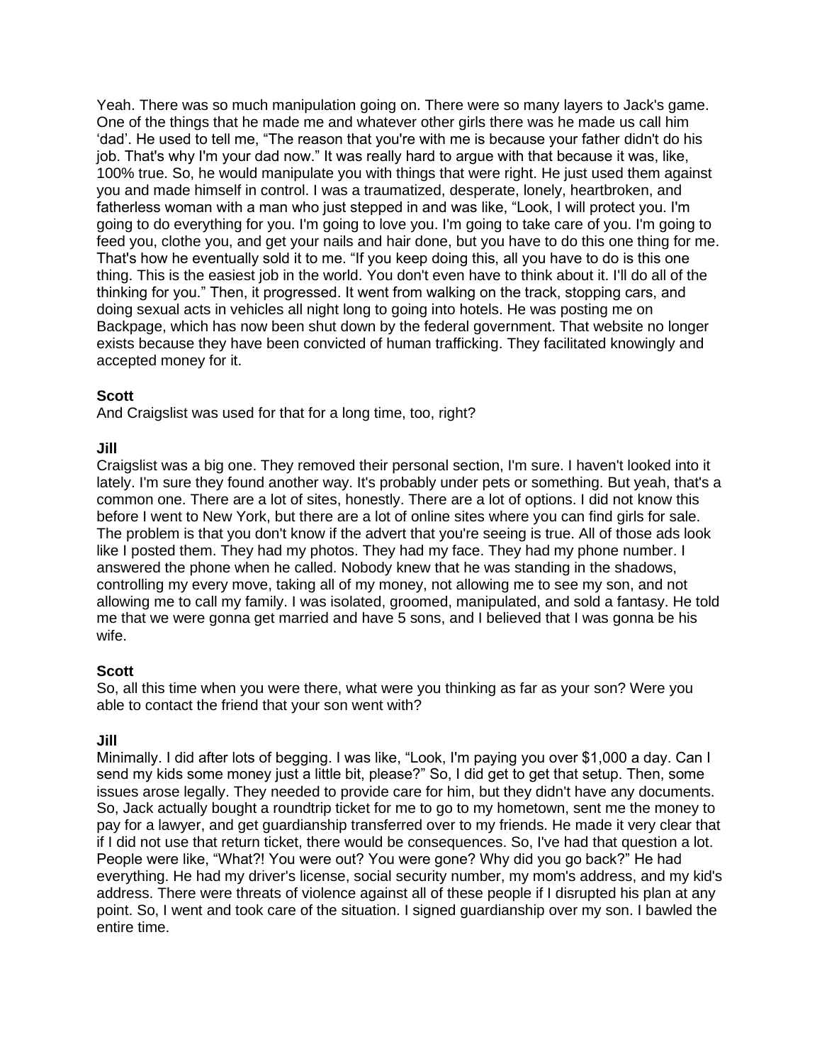Yeah. There was so much manipulation going on. There were so many layers to Jack's game. One of the things that he made me and whatever other girls there was he made us call him 'dad'. He used to tell me, "The reason that you're with me is because your father didn't do his job. That's why I'm your dad now." It was really hard to argue with that because it was, like, 100% true. So, he would manipulate you with things that were right. He just used them against you and made himself in control. I was a traumatized, desperate, lonely, heartbroken, and fatherless woman with a man who just stepped in and was like, "Look, I will protect you. I'm going to do everything for you. I'm going to love you. I'm going to take care of you. I'm going to feed you, clothe you, and get your nails and hair done, but you have to do this one thing for me. That's how he eventually sold it to me. "If you keep doing this, all you have to do is this one thing. This is the easiest job in the world. You don't even have to think about it. I'll do all of the thinking for you." Then, it progressed. It went from walking on the track, stopping cars, and doing sexual acts in vehicles all night long to going into hotels. He was posting me on Backpage, which has now been shut down by the federal government. That website no longer exists because they have been convicted of human trafficking. They facilitated knowingly and accepted money for it.

**Scott**
And Craigslist was used for that for a long time, too, right?

**Jill**
Craigslist was a big one. They removed their personal section, I'm sure. I haven't looked into it lately. I'm sure they found another way. It's probably under pets or something. But yeah, that's a common one. There are a lot of sites, honestly. There are a lot of options. I did not know this before I went to New York, but there are a lot of online sites where you can find girls for sale. The problem is that you don't know if the advert that you're seeing is true. All of those ads look like I posted them. They had my photos. They had my face. They had my phone number. I answered the phone when he called. Nobody knew that he was standing in the shadows, controlling my every move, taking all of my money, not allowing me to see my son, and not allowing me to call my family. I was isolated, groomed, manipulated, and sold a fantasy. He told me that we were gonna get married and have 5 sons, and I believed that I was gonna be his wife.

**Scott**
So, all this time when you were there, what were you thinking as far as your son? Were you able to contact the friend that your son went with?

**Jill**
Minimally. I did after lots of begging. I was like, "Look, I'm paying you over $1,000 a day. Can I send my kids some money just a little bit, please?" So, I did get to get that setup. Then, some issues arose legally. They needed to provide care for him, but they didn't have any documents. So, Jack actually bought a roundtrip ticket for me to go to my hometown, sent me the money to pay for a lawyer, and get guardianship transferred over to my friends. He made it very clear that if I did not use that return ticket, there would be consequences. So, I've had that question a lot. People were like, "What?! You were out? You were gone? Why did you go back?" He had everything. He had my driver's license, social security number, my mom's address, and my kid's address. There were threats of violence against all of these people if I disrupted his plan at any point. So, I went and took care of the situation. I signed guardianship over my son. I bawled the entire time.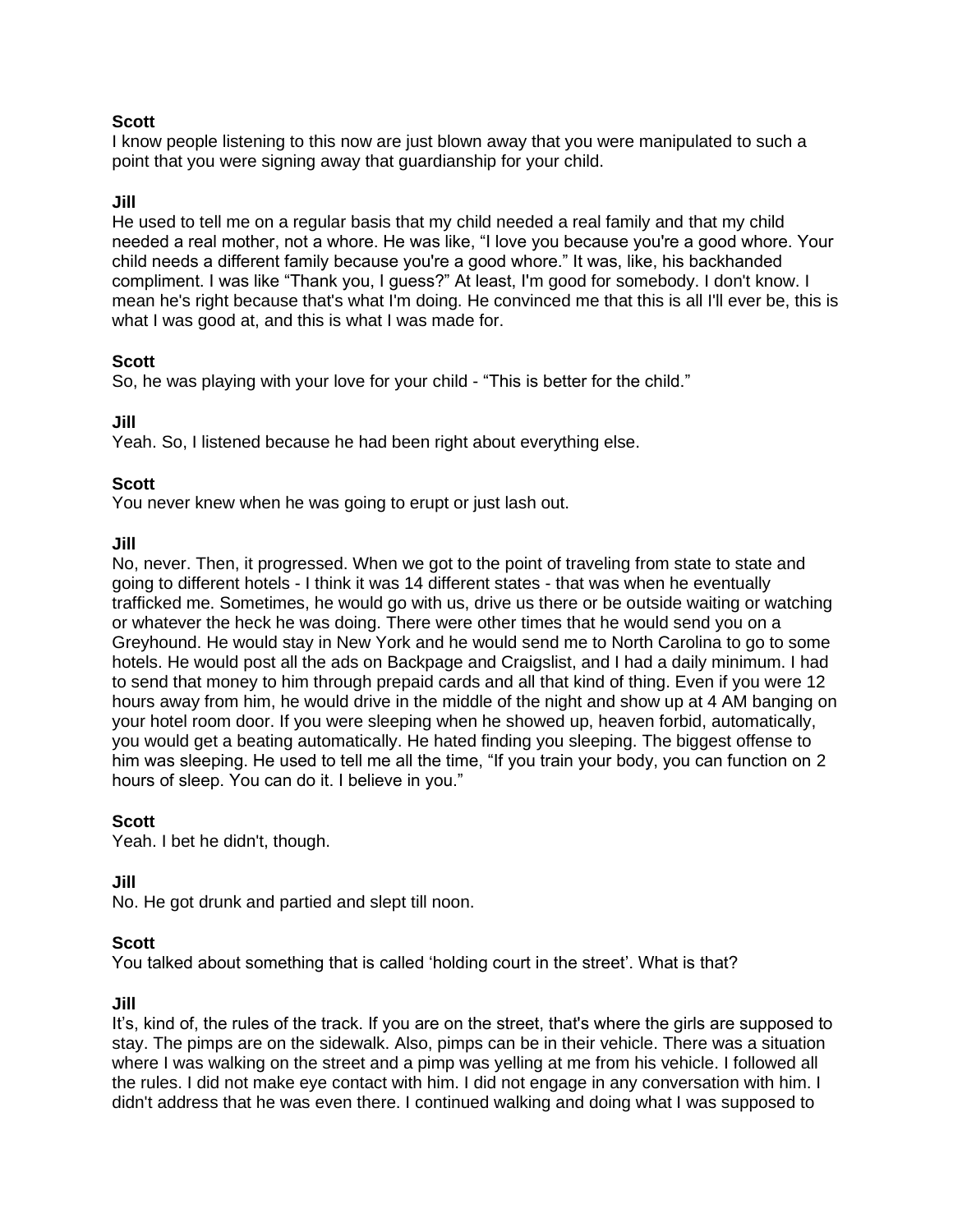**Scott**
I know people listening to this now are just blown away that you were manipulated to such a point that you were signing away that guardianship for your child.

**Jill**
He used to tell me on a regular basis that my child needed a real family and that my child needed a real mother, not a whore. He was like, "I love you because you're a good whore. Your child needs a different family because you're a good whore." It was, like, his backhanded compliment. I was like "Thank you, I guess?" At least, I'm good for somebody. I don't know. I mean he's right because that's what I'm doing. He convinced me that this is all I'll ever be, this is what I was good at, and this is what I was made for.

**Scott**
So, he was playing with your love for your child - "This is better for the child."

**Jill**
Yeah. So, I listened because he had been right about everything else.

**Scott**
You never knew when he was going to erupt or just lash out.

**Jill**
No, never. Then, it progressed. When we got to the point of traveling from state to state and going to different hotels - I think it was 14 different states - that was when he eventually trafficked me. Sometimes, he would go with us, drive us there or be outside waiting or watching or whatever the heck he was doing. There were other times that he would send you on a Greyhound. He would stay in New York and he would send me to North Carolina to go to some hotels. He would post all the ads on Backpage and Craigslist, and I had a daily minimum. I had to send that money to him through prepaid cards and all that kind of thing. Even if you were 12 hours away from him, he would drive in the middle of the night and show up at 4 AM banging on your hotel room door. If you were sleeping when he showed up, heaven forbid, automatically, you would get a beating automatically. He hated finding you sleeping. The biggest offense to him was sleeping. He used to tell me all the time, "If you train your body, you can function on 2 hours of sleep. You can do it. I believe in you."

**Scott**
Yeah. I bet he didn't, though.

**Jill**
No. He got drunk and partied and slept till noon.

**Scott**
You talked about something that is called 'holding court in the street'. What is that?

**Jill**
It's, kind of, the rules of the track. If you are on the street, that's where the girls are supposed to stay. The pimps are on the sidewalk. Also, pimps can be in their vehicle. There was a situation where I was walking on the street and a pimp was yelling at me from his vehicle. I followed all the rules. I did not make eye contact with him. I did not engage in any conversation with him. I didn't address that he was even there. I continued walking and doing what I was supposed to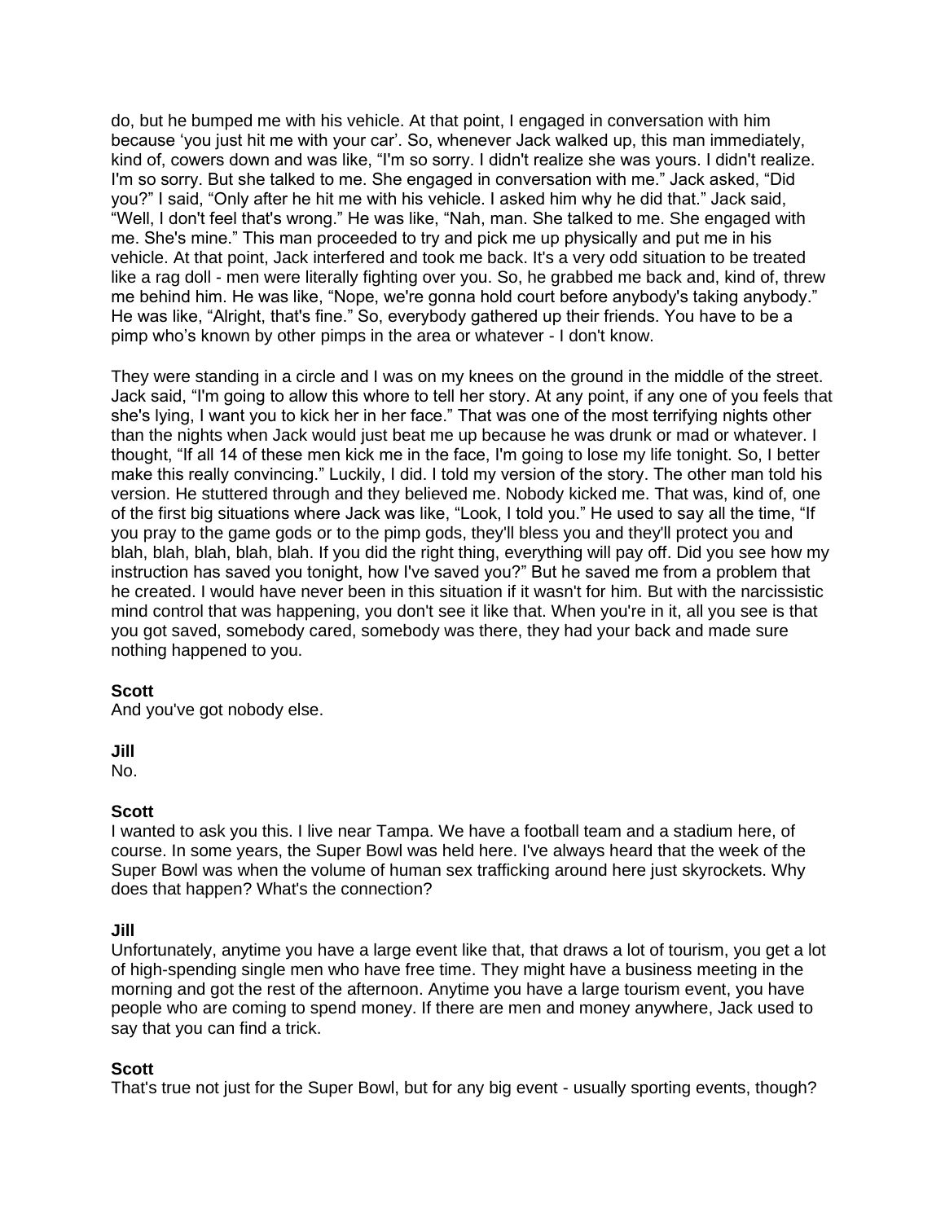do, but he bumped me with his vehicle. At that point, I engaged in conversation with him because 'you just hit me with your car'. So, whenever Jack walked up, this man immediately, kind of, cowers down and was like, "I'm so sorry. I didn't realize she was yours. I didn't realize. I'm so sorry. But she talked to me. She engaged in conversation with me." Jack asked, "Did you?" I said, "Only after he hit me with his vehicle. I asked him why he did that." Jack said, "Well, I don't feel that's wrong." He was like, "Nah, man. She talked to me. She engaged with me. She's mine." This man proceeded to try and pick me up physically and put me in his vehicle. At that point, Jack interfered and took me back. It's a very odd situation to be treated like a rag doll - men were literally fighting over you. So, he grabbed me back and, kind of, threw me behind him. He was like, "Nope, we're gonna hold court before anybody's taking anybody." He was like, "Alright, that's fine." So, everybody gathered up their friends. You have to be a pimp who's known by other pimps in the area or whatever - I don't know.

They were standing in a circle and I was on my knees on the ground in the middle of the street. Jack said, "I'm going to allow this whore to tell her story. At any point, if any one of you feels that she's lying, I want you to kick her in her face." That was one of the most terrifying nights other than the nights when Jack would just beat me up because he was drunk or mad or whatever. I thought, "If all 14 of these men kick me in the face, I'm going to lose my life tonight. So, I better make this really convincing." Luckily, I did. I told my version of the story. The other man told his version. He stuttered through and they believed me. Nobody kicked me. That was, kind of, one of the first big situations where Jack was like, "Look, I told you." He used to say all the time, "If you pray to the game gods or to the pimp gods, they'll bless you and they'll protect you and blah, blah, blah, blah, blah. If you did the right thing, everything will pay off. Did you see how my instruction has saved you tonight, how I've saved you?" But he saved me from a problem that he created. I would have never been in this situation if it wasn't for him. But with the narcissistic mind control that was happening, you don't see it like that. When you're in it, all you see is that you got saved, somebody cared, somebody was there, they had your back and made sure nothing happened to you.

**Scott**
And you've got nobody else.

**Jill**
No.

**Scott**
I wanted to ask you this. I live near Tampa. We have a football team and a stadium here, of course. In some years, the Super Bowl was held here. I've always heard that the week of the Super Bowl was when the volume of human sex trafficking around here just skyrockets. Why does that happen? What's the connection?

**Jill**
Unfortunately, anytime you have a large event like that, that draws a lot of tourism, you get a lot of high-spending single men who have free time. They might have a business meeting in the morning and got the rest of the afternoon. Anytime you have a large tourism event, you have people who are coming to spend money. If there are men and money anywhere, Jack used to say that you can find a trick.

**Scott**
That's true not just for the Super Bowl, but for any big event - usually sporting events, though?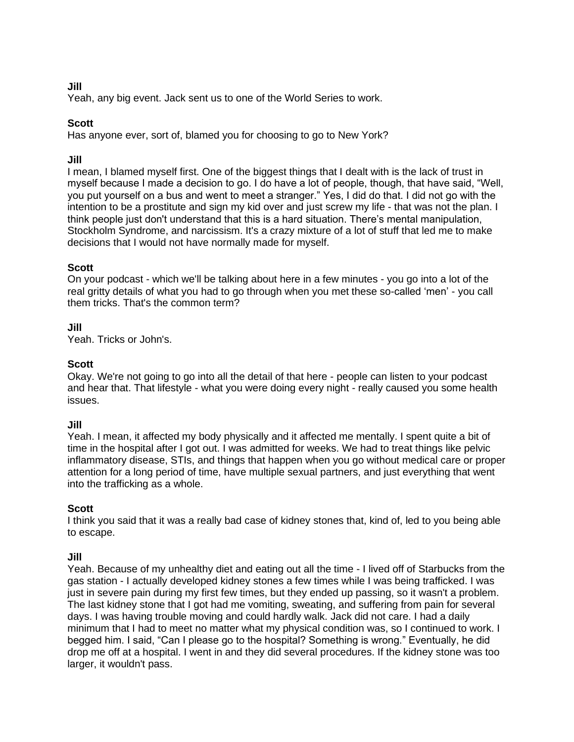**Jill**
Yeah, any big event. Jack sent us to one of the World Series to work.

**Scott**
Has anyone ever, sort of, blamed you for choosing to go to New York?

**Jill**
I mean, I blamed myself first. One of the biggest things that I dealt with is the lack of trust in myself because I made a decision to go. I do have a lot of people, though, that have said, "Well, you put yourself on a bus and went to meet a stranger." Yes, I did do that. I did not go with the intention to be a prostitute and sign my kid over and just screw my life - that was not the plan. I think people just don't understand that this is a hard situation. There's mental manipulation, Stockholm Syndrome, and narcissism. It's a crazy mixture of a lot of stuff that led me to make decisions that I would not have normally made for myself.

**Scott**
On your podcast - which we'll be talking about here in a few minutes - you go into a lot of the real gritty details of what you had to go through when you met these so-called 'men' - you call them tricks. That's the common term?

**Jill**
Yeah. Tricks or John's.

**Scott**
Okay. We're not going to go into all the detail of that here - people can listen to your podcast and hear that. That lifestyle - what you were doing every night - really caused you some health issues.

**Jill**
Yeah. I mean, it affected my body physically and it affected me mentally. I spent quite a bit of time in the hospital after I got out. I was admitted for weeks. We had to treat things like pelvic inflammatory disease, STIs, and things that happen when you go without medical care or proper attention for a long period of time, have multiple sexual partners, and just everything that went into the trafficking as a whole.

**Scott**
I think you said that it was a really bad case of kidney stones that, kind of, led to you being able to escape.

**Jill**
Yeah. Because of my unhealthy diet and eating out all the time - I lived off of Starbucks from the gas station - I actually developed kidney stones a few times while I was being trafficked. I was just in severe pain during my first few times, but they ended up passing, so it wasn't a problem. The last kidney stone that I got had me vomiting, sweating, and suffering from pain for several days. I was having trouble moving and could hardly walk. Jack did not care. I had a daily minimum that I had to meet no matter what my physical condition was, so I continued to work. I begged him. I said, "Can I please go to the hospital? Something is wrong." Eventually, he did drop me off at a hospital. I went in and they did several procedures. If the kidney stone was too larger, it wouldn't pass.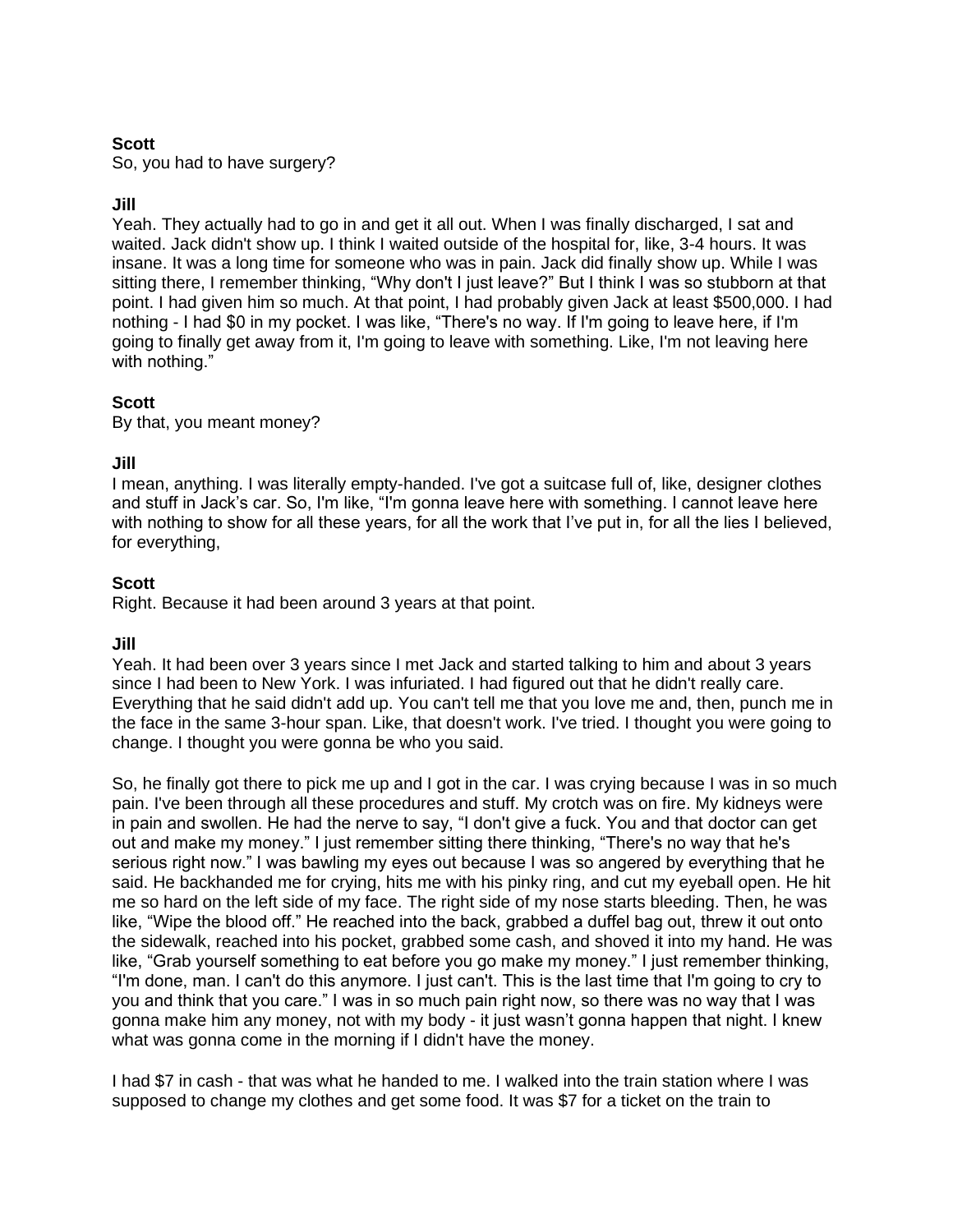**Scott**
So, you had to have surgery?

**Jill**
Yeah. They actually had to go in and get it all out. When I was finally discharged, I sat and waited. Jack didn't show up. I think I waited outside of the hospital for, like, 3-4 hours. It was insane. It was a long time for someone who was in pain. Jack did finally show up. While I was sitting there, I remember thinking, "Why don't I just leave?" But I think I was so stubborn at that point. I had given him so much. At that point, I had probably given Jack at least $500,000. I had nothing - I had $0 in my pocket. I was like, "There's no way. If I'm going to leave here, if I'm going to finally get away from it, I'm going to leave with something. Like, I'm not leaving here with nothing."

**Scott**
By that, you meant money?

**Jill**
I mean, anything. I was literally empty-handed. I've got a suitcase full of, like, designer clothes and stuff in Jack's car. So, I'm like, "I'm gonna leave here with something. I cannot leave here with nothing to show for all these years, for all the work that I've put in, for all the lies I believed, for everything,

**Scott**
Right. Because it had been around 3 years at that point.

**Jill**
Yeah. It had been over 3 years since I met Jack and started talking to him and about 3 years since I had been to New York. I was infuriated. I had figured out that he didn't really care. Everything that he said didn't add up. You can't tell me that you love me and, then, punch me in the face in the same 3-hour span. Like, that doesn't work. I've tried. I thought you were going to change. I thought you were gonna be who you said.

So, he finally got there to pick me up and I got in the car. I was crying because I was in so much pain. I've been through all these procedures and stuff. My crotch was on fire. My kidneys were in pain and swollen. He had the nerve to say, "I don't give a fuck. You and that doctor can get out and make my money." I just remember sitting there thinking, "There's no way that he's serious right now." I was bawling my eyes out because I was so angered by everything that he said. He backhanded me for crying, hits me with his pinky ring, and cut my eyeball open. He hit me so hard on the left side of my face. The right side of my nose starts bleeding. Then, he was like, "Wipe the blood off." He reached into the back, grabbed a duffel bag out, threw it out onto the sidewalk, reached into his pocket, grabbed some cash, and shoved it into my hand. He was like, "Grab yourself something to eat before you go make my money." I just remember thinking, "I'm done, man. I can't do this anymore. I just can't. This is the last time that I'm going to cry to you and think that you care." I was in so much pain right now, so there was no way that I was gonna make him any money, not with my body - it just wasn't gonna happen that night. I knew what was gonna come in the morning if I didn't have the money.

I had $7 in cash - that was what he handed to me. I walked into the train station where I was supposed to change my clothes and get some food. It was $7 for a ticket on the train to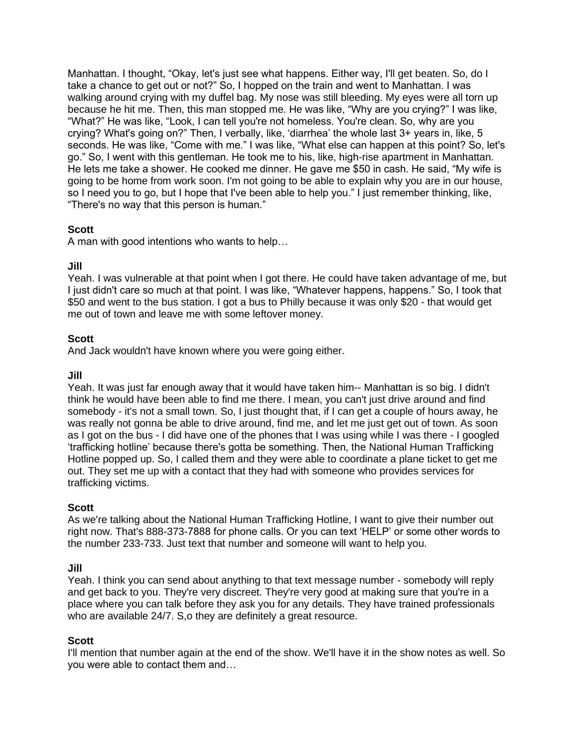Manhattan. I thought, “Okay, let's just see what happens. Either way, I'll get beaten. So, do I take a chance to get out or not?” So, I hopped on the train and went to Manhattan. I was walking around crying with my duffel bag. My nose was still bleeding. My eyes were all torn up because he hit me. Then, this man stopped me. He was like, “Why are you crying?” I was like, “What?” He was like, “Look, I can tell you're not homeless. You're clean. So, why are you crying? What's going on?” Then, I verbally, like, ‘diarrhea’ the whole last 3+ years in, like, 5 seconds. He was like, “Come with me.” I was like, “What else can happen at this point? So, let's go.” So, I went with this gentleman. He took me to his, like, high-rise apartment in Manhattan. He lets me take a shower. He cooked me dinner. He gave me $50 in cash. He said, “My wife is going to be home from work soon. I'm not going to be able to explain why you are in our house, so I need you to go, but I hope that I've been able to help you.” I just remember thinking, like, “There's no way that this person is human.”

**Scott**
A man with good intentions who wants to help…

**Jill**
Yeah. I was vulnerable at that point when I got there. He could have taken advantage of me, but I just didn't care so much at that point. I was like, “Whatever happens, happens.” So, I took that $50 and went to the bus station. I got a bus to Philly because it was only $20 - that would get me out of town and leave me with some leftover money.

**Scott**
And Jack wouldn't have known where you were going either.

**Jill**
Yeah. It was just far enough away that it would have taken him-- Manhattan is so big. I didn't think he would have been able to find me there. I mean, you can't just drive around and find somebody - it's not a small town. So, I just thought that, if I can get a couple of hours away, he was really not gonna be able to drive around, find me, and let me just get out of town. As soon as I got on the bus - I did have one of the phones that I was using while I was there - I googled ‘trafficking hotline’ because there's gotta be something. Then, the National Human Trafficking Hotline popped up. So, I called them and they were able to coordinate a plane ticket to get me out. They set me up with a contact that they had with someone who provides services for trafficking victims.

**Scott**
As we're talking about the National Human Trafficking Hotline, I want to give their number out right now. That's 888-373-7888 for phone calls. Or you can text ‘HELP’ or some other words to the number 233-733. Just text that number and someone will want to help you.

**Jill**
Yeah. I think you can send about anything to that text message number - somebody will reply and get back to you. They're very discreet. They're very good at making sure that you're in a place where you can talk before they ask you for any details. They have trained professionals who are available 24/7. S,o they are definitely a great resource.

**Scott**
I'll mention that number again at the end of the show. We'll have it in the show notes as well. So you were able to contact them and…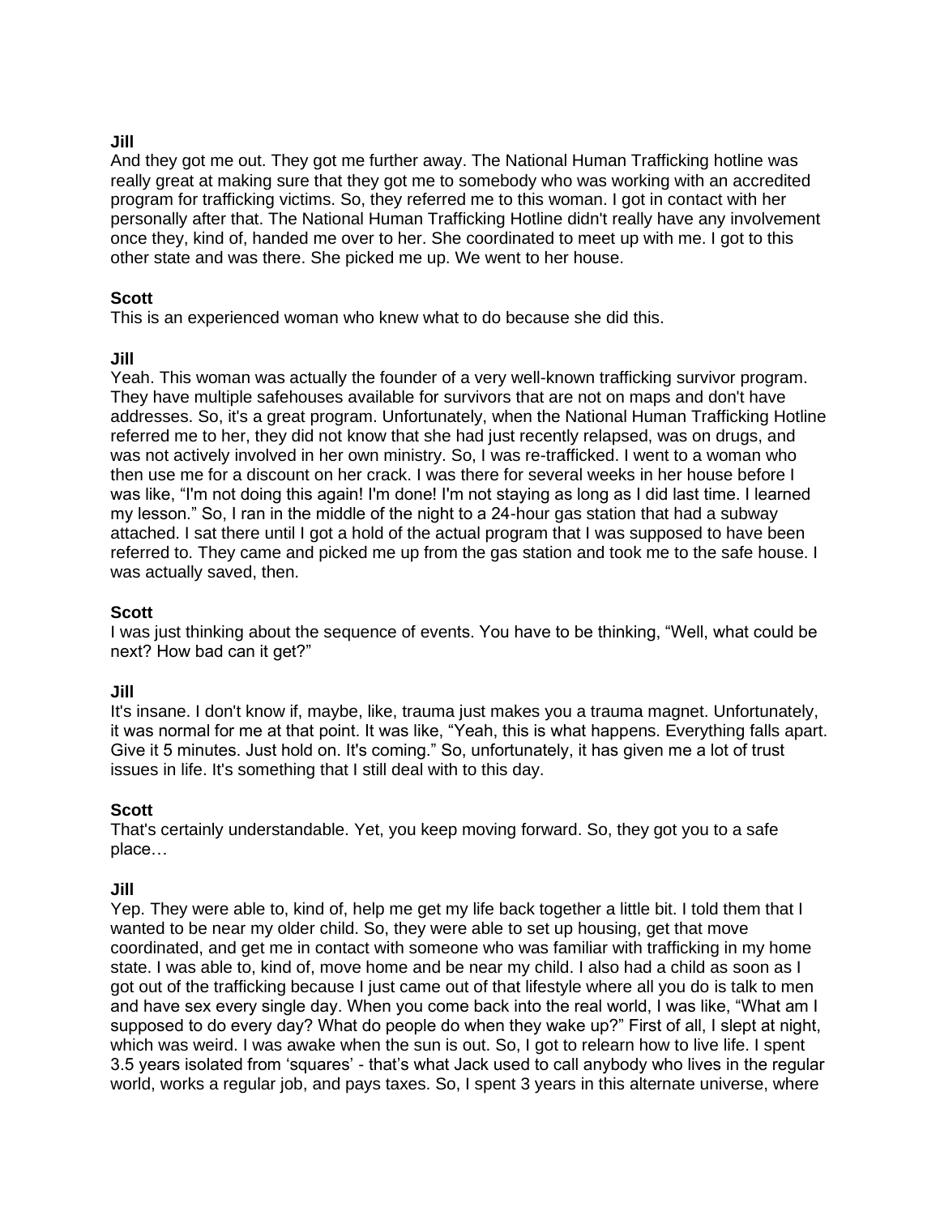**Jill**
And they got me out. They got me further away. The National Human Trafficking hotline was really great at making sure that they got me to somebody who was working with an accredited program for trafficking victims. So, they referred me to this woman. I got in contact with her personally after that. The National Human Trafficking Hotline didn't really have any involvement once they, kind of, handed me over to her. She coordinated to meet up with me. I got to this other state and was there. She picked me up. We went to her house.

**Scott**
This is an experienced woman who knew what to do because she did this.

**Jill**
Yeah. This woman was actually the founder of a very well-known trafficking survivor program. They have multiple safehouses available for survivors that are not on maps and don't have addresses. So, it's a great program. Unfortunately, when the National Human Trafficking Hotline referred me to her, they did not know that she had just recently relapsed, was on drugs, and was not actively involved in her own ministry. So, I was re-trafficked. I went to a woman who then use me for a discount on her crack. I was there for several weeks in her house before I was like, "I'm not doing this again! I'm done! I'm not staying as long as I did last time. I learned my lesson." So, I ran in the middle of the night to a 24-hour gas station that had a subway attached. I sat there until I got a hold of the actual program that I was supposed to have been referred to. They came and picked me up from the gas station and took me to the safe house. I was actually saved, then.

**Scott**
I was just thinking about the sequence of events. You have to be thinking, "Well, what could be next? How bad can it get?"

**Jill**
It's insane. I don't know if, maybe, like, trauma just makes you a trauma magnet. Unfortunately, it was normal for me at that point. It was like, "Yeah, this is what happens. Everything falls apart. Give it 5 minutes. Just hold on. It's coming." So, unfortunately, it has given me a lot of trust issues in life. It's something that I still deal with to this day.

**Scott**
That's certainly understandable. Yet, you keep moving forward. So, they got you to a safe place…

**Jill**
Yep. They were able to, kind of, help me get my life back together a little bit. I told them that I wanted to be near my older child. So, they were able to set up housing, get that move coordinated, and get me in contact with someone who was familiar with trafficking in my home state. I was able to, kind of, move home and be near my child. I also had a child as soon as I got out of the trafficking because I just came out of that lifestyle where all you do is talk to men and have sex every single day. When you come back into the real world, I was like, "What am I supposed to do every day? What do people do when they wake up?" First of all, I slept at night, which was weird. I was awake when the sun is out. So, I got to relearn how to live life. I spent 3.5 years isolated from 'squares' - that's what Jack used to call anybody who lives in the regular world, works a regular job, and pays taxes. So, I spent 3 years in this alternate universe, where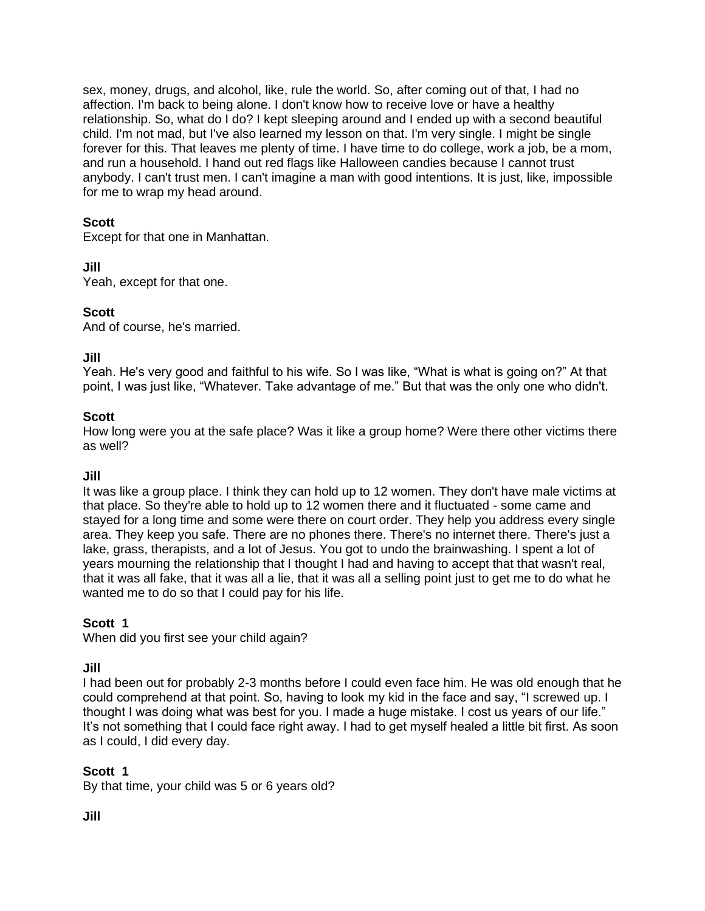sex, money, drugs, and alcohol, like, rule the world. So, after coming out of that, I had no affection. I'm back to being alone. I don't know how to receive love or have a healthy relationship. So, what do I do? I kept sleeping around and I ended up with a second beautiful child. I'm not mad, but I've also learned my lesson on that. I'm very single. I might be single forever for this. That leaves me plenty of time. I have time to do college, work a job, be a mom, and run a household. I hand out red flags like Halloween candies because I cannot trust anybody. I can't trust men. I can't imagine a man with good intentions. It is just, like, impossible for me to wrap my head around.

**Scott**
Except for that one in Manhattan.

**Jill**
Yeah, except for that one.

**Scott**
And of course, he's married.

**Jill**
Yeah. He's very good and faithful to his wife. So I was like, "What is what is going on?" At that point, I was just like, "Whatever. Take advantage of me." But that was the only one who didn't.

**Scott**
How long were you at the safe place? Was it like a group home? Were there other victims there as well?

**Jill**
It was like a group place. I think they can hold up to 12 women. They don't have male victims at that place. So they're able to hold up to 12 women there and it fluctuated - some came and stayed for a long time and some were there on court order. They help you address every single area. They keep you safe. There are no phones there. There's no internet there. There's just a lake, grass, therapists, and a lot of Jesus. You got to undo the brainwashing. I spent a lot of years mourning the relationship that I thought I had and having to accept that that wasn't real, that it was all fake, that it was all a lie, that it was all a selling point just to get me to do what he wanted me to do so that I could pay for his life.

**Scott 1**
When did you first see your child again?

**Jill**
I had been out for probably 2-3 months before I could even face him. He was old enough that he could comprehend at that point. So, having to look my kid in the face and say, "I screwed up. I thought I was doing what was best for you. I made a huge mistake. I cost us years of our life." It's not something that I could face right away. I had to get myself healed a little bit first. As soon as I could, I did every day.

**Scott 1**
By that time, your child was 5 or 6 years old?

**Jill**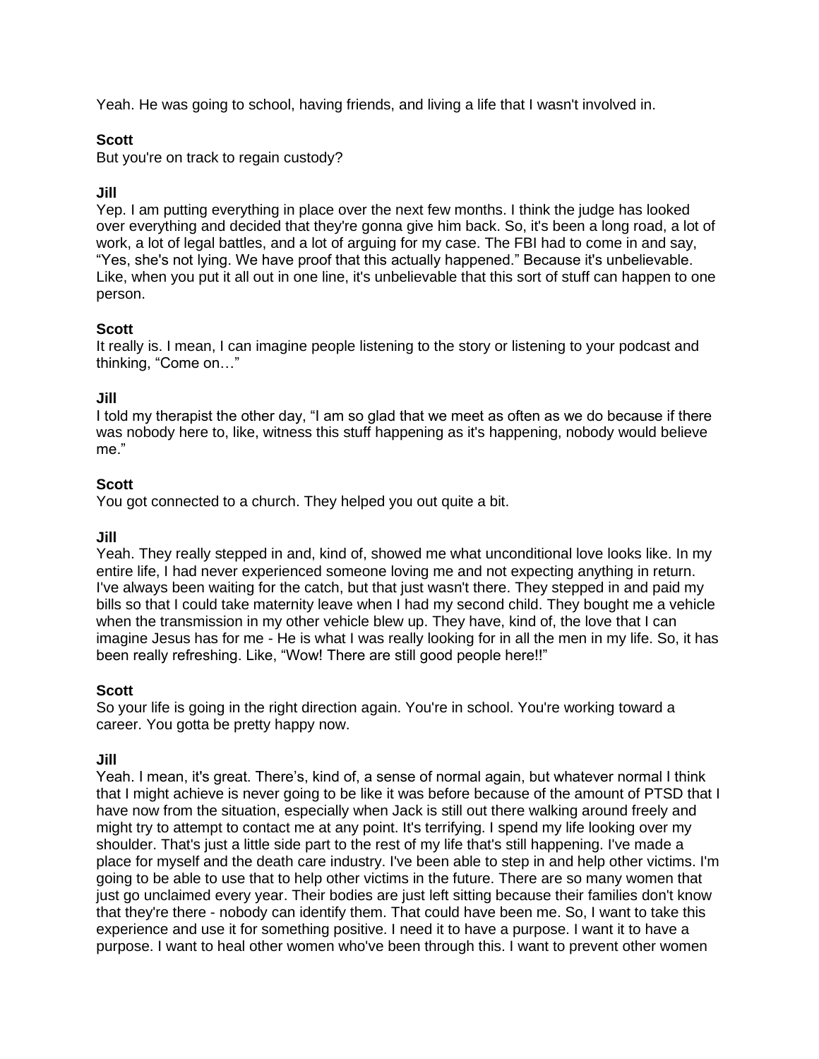Yeah. He was going to school, having friends, and living a life that I wasn't involved in.

**Scott**
But you're on track to regain custody?

**Jill**
Yep. I am putting everything in place over the next few months. I think the judge has looked over everything and decided that they're gonna give him back. So, it's been a long road, a lot of work, a lot of legal battles, and a lot of arguing for my case. The FBI had to come in and say, "Yes, she's not lying. We have proof that this actually happened." Because it's unbelievable. Like, when you put it all out in one line, it's unbelievable that this sort of stuff can happen to one person.

**Scott**
It really is. I mean, I can imagine people listening to the story or listening to your podcast and thinking, "Come on…"

**Jill**
I told my therapist the other day, "I am so glad that we meet as often as we do because if there was nobody here to, like, witness this stuff happening as it's happening, nobody would believe me."

**Scott**
You got connected to a church. They helped you out quite a bit.

**Jill**
Yeah. They really stepped in and, kind of, showed me what unconditional love looks like. In my entire life, I had never experienced someone loving me and not expecting anything in return. I've always been waiting for the catch, but that just wasn't there. They stepped in and paid my bills so that I could take maternity leave when I had my second child. They bought me a vehicle when the transmission in my other vehicle blew up. They have, kind of, the love that I can imagine Jesus has for me - He is what I was really looking for in all the men in my life. So, it has been really refreshing. Like, "Wow! There are still good people here!!"

**Scott**
So your life is going in the right direction again. You're in school. You're working toward a career. You gotta be pretty happy now.

**Jill**
Yeah. I mean, it's great. There's, kind of, a sense of normal again, but whatever normal I think that I might achieve is never going to be like it was before because of the amount of PTSD that I have now from the situation, especially when Jack is still out there walking around freely and might try to attempt to contact me at any point. It's terrifying. I spend my life looking over my shoulder. That's just a little side part to the rest of my life that's still happening. I've made a place for myself and the death care industry. I've been able to step in and help other victims. I'm going to be able to use that to help other victims in the future. There are so many women that just go unclaimed every year. Their bodies are just left sitting because their families don't know that they're there - nobody can identify them. That could have been me. So, I want to take this experience and use it for something positive. I need it to have a purpose. I want it to have a purpose. I want to heal other women who've been through this. I want to prevent other women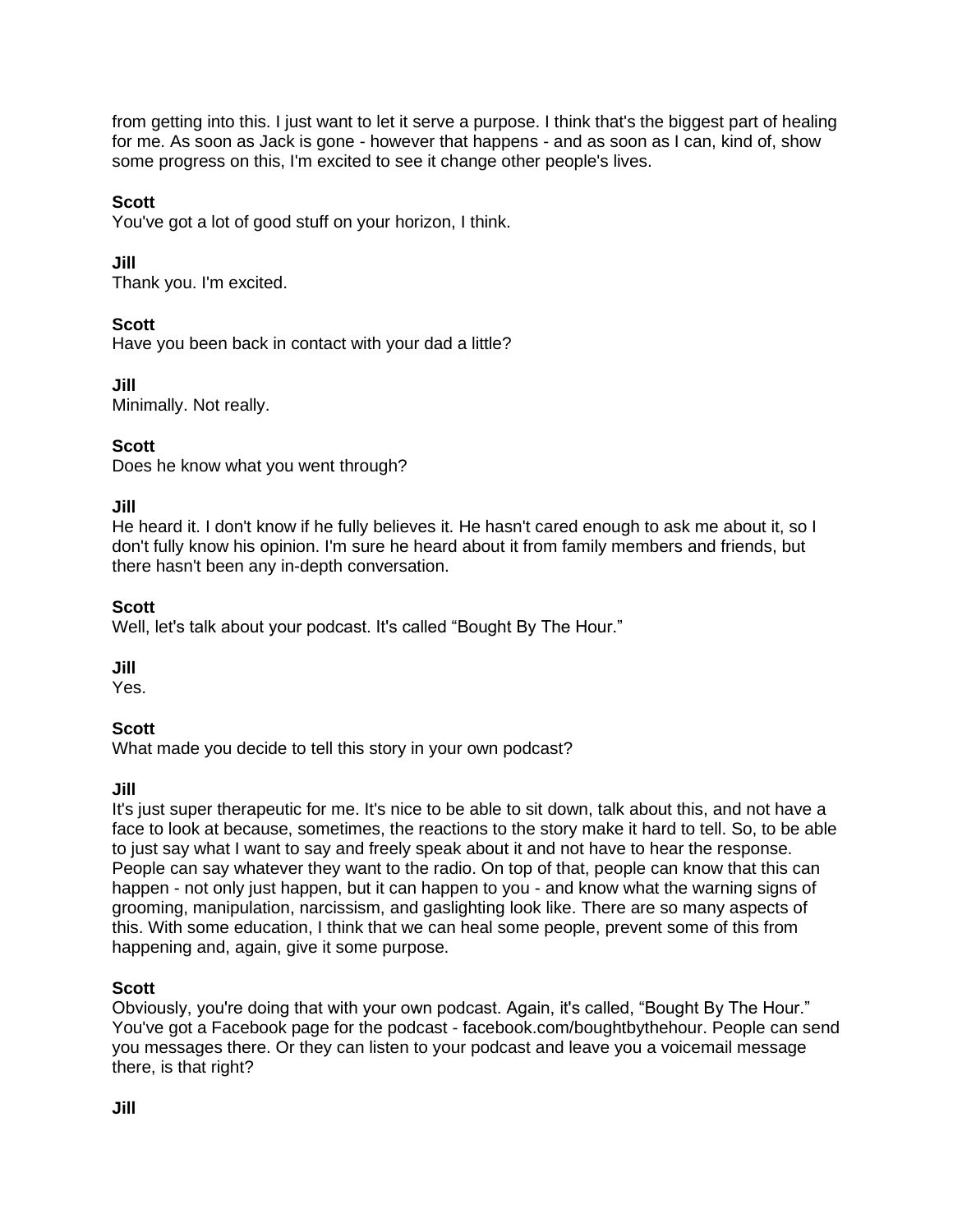from getting into this. I just want to let it serve a purpose. I think that's the biggest part of healing for me. As soon as Jack is gone - however that happens - and as soon as I can, kind of, show some progress on this, I'm excited to see it change other people's lives.

**Scott**
You've got a lot of good stuff on your horizon, I think.

**Jill**
Thank you. I'm excited.

**Scott**
Have you been back in contact with your dad a little?

**Jill**
Minimally. Not really.

**Scott**
Does he know what you went through?

**Jill**
He heard it. I don't know if he fully believes it. He hasn't cared enough to ask me about it, so I don't fully know his opinion. I'm sure he heard about it from family members and friends, but there hasn't been any in-depth conversation.

**Scott**
Well, let's talk about your podcast. It's called "Bought By The Hour."

**Jill**
Yes.

**Scott**
What made you decide to tell this story in your own podcast?

**Jill**
It's just super therapeutic for me. It's nice to be able to sit down, talk about this, and not have a face to look at because, sometimes, the reactions to the story make it hard to tell. So, to be able to just say what I want to say and freely speak about it and not have to hear the response. People can say whatever they want to the radio. On top of that, people can know that this can happen - not only just happen, but it can happen to you - and know what the warning signs of grooming, manipulation, narcissism, and gaslighting look like. There are so many aspects of this. With some education, I think that we can heal some people, prevent some of this from happening and, again, give it some purpose.

**Scott**
Obviously, you're doing that with your own podcast. Again, it's called, "Bought By The Hour." You've got a Facebook page for the podcast - facebook.com/boughtbythehour. People can send you messages there. Or they can listen to your podcast and leave you a voicemail message there, is that right?

**Jill**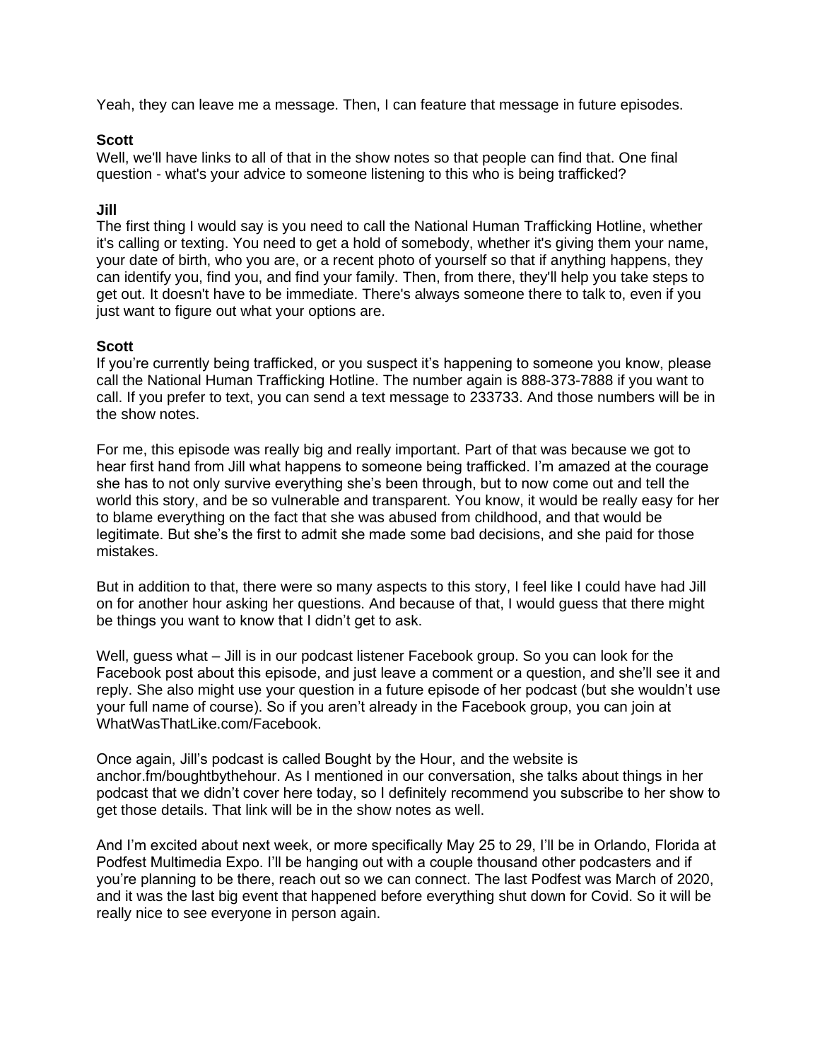Yeah, they can leave me a message. Then, I can feature that message in future episodes.

**Scott**
Well, we'll have links to all of that in the show notes so that people can find that. One final question - what's your advice to someone listening to this who is being trafficked?

**Jill**
The first thing I would say is you need to call the National Human Trafficking Hotline, whether it's calling or texting. You need to get a hold of somebody, whether it's giving them your name, your date of birth, who you are, or a recent photo of yourself so that if anything happens, they can identify you, find you, and find your family. Then, from there, they'll help you take steps to get out. It doesn't have to be immediate. There's always someone there to talk to, even if you just want to figure out what your options are.

**Scott**
If you're currently being trafficked, or you suspect it's happening to someone you know, please call the National Human Trafficking Hotline. The number again is 888-373-7888 if you want to call. If you prefer to text, you can send a text message to 233733. And those numbers will be in the show notes.

For me, this episode was really big and really important. Part of that was because we got to hear first hand from Jill what happens to someone being trafficked. I'm amazed at the courage she has to not only survive everything she's been through, but to now come out and tell the world this story, and be so vulnerable and transparent. You know, it would be really easy for her to blame everything on the fact that she was abused from childhood, and that would be legitimate. But she's the first to admit she made some bad decisions, and she paid for those mistakes.

But in addition to that, there were so many aspects to this story, I feel like I could have had Jill on for another hour asking her questions. And because of that, I would guess that there might be things you want to know that I didn't get to ask.

Well, guess what – Jill is in our podcast listener Facebook group. So you can look for the Facebook post about this episode, and just leave a comment or a question, and she'll see it and reply. She also might use your question in a future episode of her podcast (but she wouldn't use your full name of course). So if you aren't already in the Facebook group, you can join at WhatWasThatLike.com/Facebook.

Once again, Jill's podcast is called Bought by the Hour, and the website is anchor.fm/boughtbythehour. As I mentioned in our conversation, she talks about things in her podcast that we didn't cover here today, so I definitely recommend you subscribe to her show to get those details. That link will be in the show notes as well.

And I'm excited about next week, or more specifically May 25 to 29, I'll be in Orlando, Florida at Podfest Multimedia Expo. I'll be hanging out with a couple thousand other podcasters and if you're planning to be there, reach out so we can connect. The last Podfest was March of 2020, and it was the last big event that happened before everything shut down for Covid. So it will be really nice to see everyone in person again.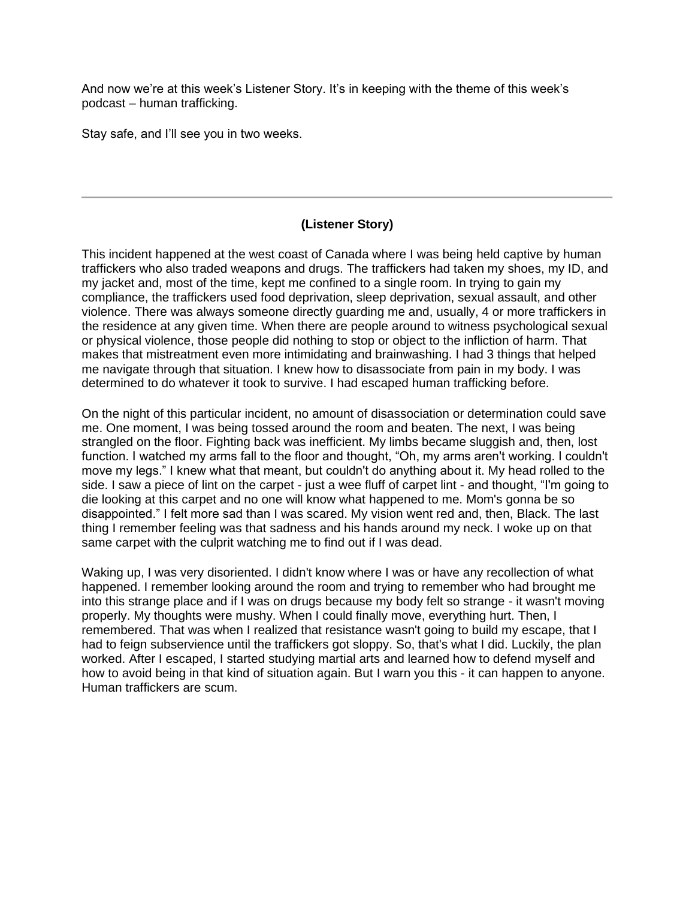And now we're at this week's Listener Story. It's in keeping with the theme of this week's podcast – human trafficking.

Stay safe, and I'll see you in two weeks.

---

**(Listener Story)**

This incident happened at the west coast of Canada where I was being held captive by human traffickers who also traded weapons and drugs. The traffickers had taken my shoes, my ID, and my jacket and, most of the time, kept me confined to a single room. In trying to gain my compliance, the traffickers used food deprivation, sleep deprivation, sexual assault, and other violence. There was always someone directly guarding me and, usually, 4 or more traffickers in the residence at any given time. When there are people around to witness psychological sexual or physical violence, those people did nothing to stop or object to the infliction of harm. That makes that mistreatment even more intimidating and brainwashing. I had 3 things that helped me navigate through that situation. I knew how to disassociate from pain in my body. I was determined to do whatever it took to survive. I had escaped human trafficking before.

On the night of this particular incident, no amount of disassociation or determination could save me. One moment, I was being tossed around the room and beaten. The next, I was being strangled on the floor. Fighting back was inefficient. My limbs became sluggish and, then, lost function. I watched my arms fall to the floor and thought, "Oh, my arms aren't working. I couldn't move my legs." I knew what that meant, but couldn't do anything about it. My head rolled to the side. I saw a piece of lint on the carpet - just a wee fluff of carpet lint - and thought, "I'm going to die looking at this carpet and no one will know what happened to me. Mom's gonna be so disappointed." I felt more sad than I was scared. My vision went red and, then, Black. The last thing I remember feeling was that sadness and his hands around my neck. I woke up on that same carpet with the culprit watching me to find out if I was dead.

Waking up, I was very disoriented. I didn't know where I was or have any recollection of what happened. I remember looking around the room and trying to remember who had brought me into this strange place and if I was on drugs because my body felt so strange - it wasn't moving properly. My thoughts were mushy. When I could finally move, everything hurt. Then, I remembered. That was when I realized that resistance wasn't going to build my escape, that I had to feign subservience until the traffickers got sloppy. So, that's what I did. Luckily, the plan worked. After I escaped, I started studying martial arts and learned how to defend myself and how to avoid being in that kind of situation again. But I warn you this - it can happen to anyone. Human traffickers are scum.